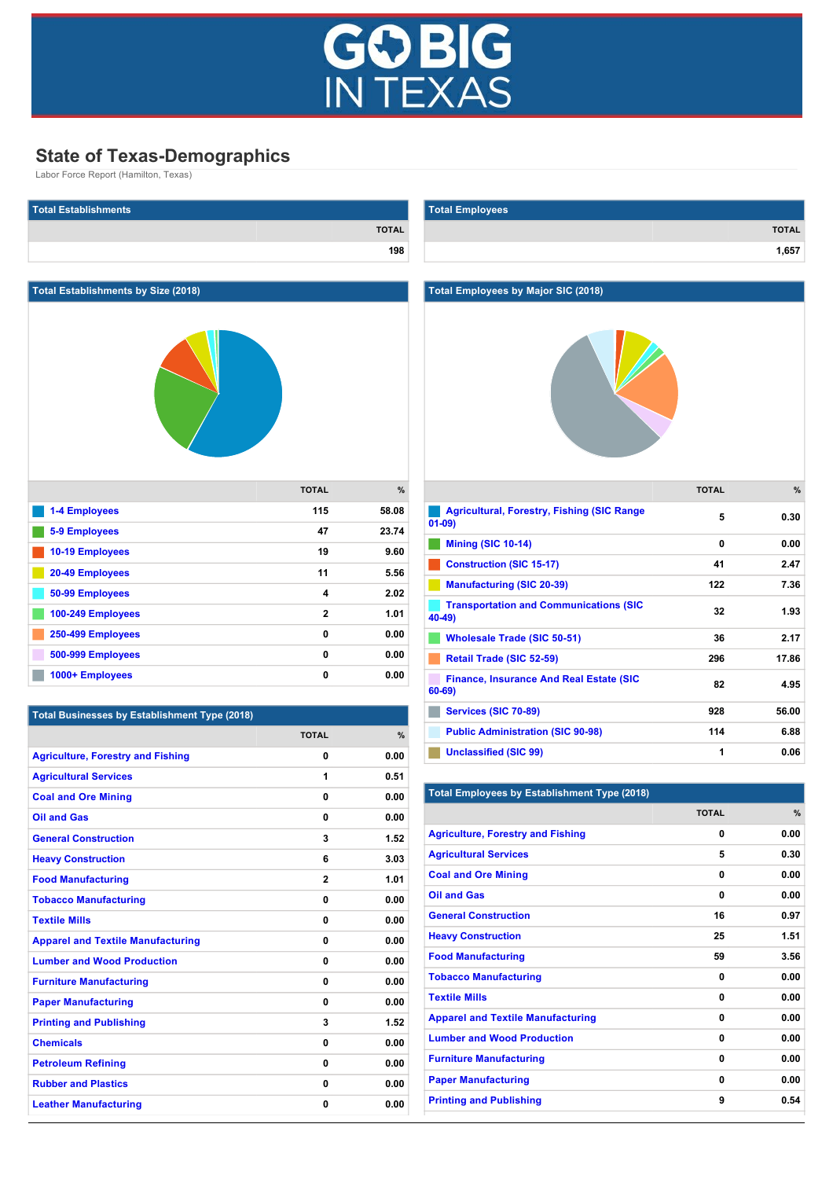# State of Texas-Demographics

Labor Force Report (Hamilton, Texas)

## Total Establishments

| | TOTAL |
|---|---|
| | 198 |

## Total Employees

| | TOTAL |
|---|---|
| | 1,657 |

## Total Establishments by Size (2018)

| | TOTAL | % |
|---|---|---|
| 1-4 Employees | 115 | 58.08 |
| 5-9 Employees | 47 | 23.74 |
| 10-19 Employees | 19 | 9.60 |
| 20-49 Employees | 11 | 5.56 |
| 50-99 Employees | 4 | 2.02 |
| 100-249 Employees | 2 | 1.01 |
| 250-499 Employees | 0 | 0.00 |
| 500-999 Employees | 0 | 0.00 |
| 1000+ Employees | 0 | 0.00 |

## Total Employees by Major SIC (2018)

| | TOTAL | % |
|---|---|---|
| Agricultural, Forestry, Fishing (SIC Range 01-09) | 5 | 0.30 |
| Mining (SIC 10-14) | 0 | 0.00 |
| Construction (SIC 15-17) | 41 | 2.47 |
| Manufacturing (SIC 20-39) | 122 | 7.36 |
| Transportation and Communications (SIC 40-49) | 32 | 1.93 |
| Wholesale Trade (SIC 50-51) | 36 | 2.17 |
| Retail Trade (SIC 52-59) | 296 | 17.86 |
| Finance, Insurance And Real Estate (SIC 60-69) | 82 | 4.95 |
| Services (SIC 70-89) | 928 | 56.00 |
| Public Administration (SIC 90-98) | 114 | 6.88 |
| Unclassified (SIC 99) | 1 | 0.06 |

## Total Businesses by Establishment Type (2018)

| | TOTAL | % |
|---|---|---|
| Agriculture, Forestry and Fishing | 0 | 0.00 |
| Agricultural Services | 1 | 0.51 |
| Coal and Ore Mining | 0 | 0.00 |
| Oil and Gas | 0 | 0.00 |
| General Construction | 3 | 1.52 |
| Heavy Construction | 6 | 3.03 |
| Food Manufacturing | 2 | 1.01 |
| Tobacco Manufacturing | 0 | 0.00 |
| Textile Mills | 0 | 0.00 |
| Apparel and Textile Manufacturing | 0 | 0.00 |
| Lumber and Wood Production | 0 | 0.00 |
| Furniture Manufacturing | 0 | 0.00 |
| Paper Manufacturing | 0 | 0.00 |
| Printing and Publishing | 3 | 1.52 |
| Chemicals | 0 | 0.00 |
| Petroleum Refining | 0 | 0.00 |
| Rubber and Plastics | 0 | 0.00 |
| Leather Manufacturing | 0 | 0.00 |

## Total Employees by Establishment Type (2018)

| | TOTAL | % |
|---|---|---|
| Agriculture, Forestry and Fishing | 0 | 0.00 |
| Agricultural Services | 5 | 0.30 |
| Coal and Ore Mining | 0 | 0.00 |
| Oil and Gas | 0 | 0.00 |
| General Construction | 16 | 0.97 |
| Heavy Construction | 25 | 1.51 |
| Food Manufacturing | 59 | 3.56 |
| Tobacco Manufacturing | 0 | 0.00 |
| Textile Mills | 0 | 0.00 |
| Apparel and Textile Manufacturing | 0 | 0.00 |
| Lumber and Wood Production | 0 | 0.00 |
| Furniture Manufacturing | 0 | 0.00 |
| Paper Manufacturing | 0 | 0.00 |
| Printing and Publishing | 9 | 0.54 |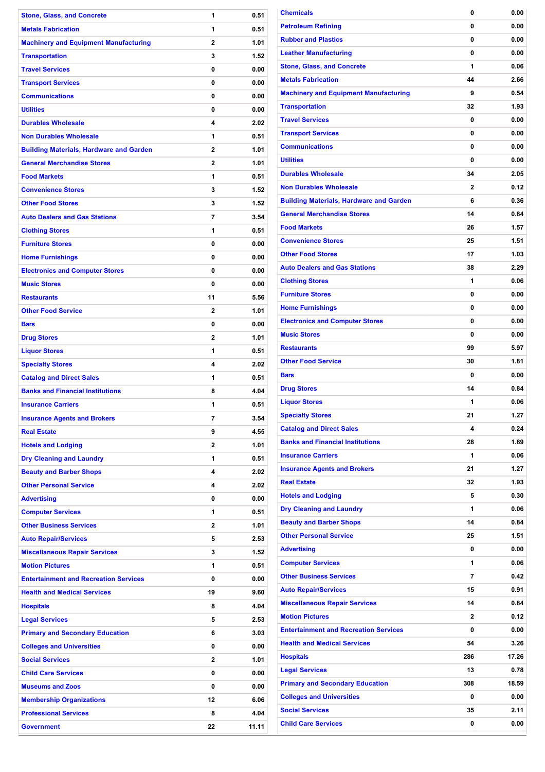| Stone, Glass, and Concrete | 1 | 0.51 |
|---|---|---|
| Metals Fabrication | 1 | 0.51 |
| Machinery and Equipment Manufacturing | 2 | 1.01 |
| Transportation | 3 | 1.52 |
| Travel Services | 0 | 0.00 |
| Transport Services | 0 | 0.00 |
| Communications | 0 | 0.00 |
| Utilities | 0 | 0.00 |
| Durables Wholesale | 4 | 2.02 |
| Non Durables Wholesale | 1 | 0.51 |
| Building Materials, Hardware and Garden | 2 | 1.01 |
| General Merchandise Stores | 2 | 1.01 |
| Food Markets | 1 | 0.51 |
| Convenience Stores | 3 | 1.52 |
| Other Food Stores | 3 | 1.52 |
| Auto Dealers and Gas Stations | 7 | 3.54 |
| Clothing Stores | 1 | 0.51 |
| Furniture Stores | 0 | 0.00 |
| Home Furnishings | 0 | 0.00 |
| Electronics and Computer Stores | 0 | 0.00 |
| Music Stores | 0 | 0.00 |
| Restaurants | 11 | 5.56 |
| Other Food Service | 2 | 1.01 |
| Bars | 0 | 0.00 |
| Drug Stores | 2 | 1.01 |
| Liquor Stores | 1 | 0.51 |
| Specialty Stores | 4 | 2.02 |
| Catalog and Direct Sales | 1 | 0.51 |
| Banks and Financial Institutions | 8 | 4.04 |
| Insurance Carriers | 1 | 0.51 |
| Insurance Agents and Brokers | 7 | 3.54 |
| Real Estate | 9 | 4.55 |
| Hotels and Lodging | 2 | 1.01 |
| Dry Cleaning and Laundry | 1 | 0.51 |
| Beauty and Barber Shops | 4 | 2.02 |
| Other Personal Service | 4 | 2.02 |
| Advertising | 0 | 0.00 |
| Computer Services | 1 | 0.51 |
| Other Business Services | 2 | 1.01 |
| Auto Repair/Services | 5 | 2.53 |
| Miscellaneous Repair Services | 3 | 1.52 |
| Motion Pictures | 1 | 0.51 |
| Entertainment and Recreation Services | 0 | 0.00 |
| Health and Medical Services | 19 | 9.60 |
| Hospitals | 8 | 4.04 |
| Legal Services | 5 | 2.53 |
| Primary and Secondary Education | 6 | 3.03 |
| Colleges and Universities | 0 | 0.00 |
| Social Services | 2 | 1.01 |
| Child Care Services | 0 | 0.00 |
| Museums and Zoos | 0 | 0.00 |
| Membership Organizations | 12 | 6.06 |
| Professional Services | 8 | 4.04 |
| Government | 22 | 11.11 |

| Chemicals | 0 | 0.00 |
|---|---|---|
| Petroleum Refining | 0 | 0.00 |
| Rubber and Plastics | 0 | 0.00 |
| Leather Manufacturing | 0 | 0.00 |
| Stone, Glass, and Concrete | 1 | 0.06 |
| Metals Fabrication | 44 | 2.66 |
| Machinery and Equipment Manufacturing | 9 | 0.54 |
| Transportation | 32 | 1.93 |
| Travel Services | 0 | 0.00 |
| Transport Services | 0 | 0.00 |
| Communications | 0 | 0.00 |
| Utilities | 0 | 0.00 |
| Durables Wholesale | 34 | 2.05 |
| Non Durables Wholesale | 2 | 0.12 |
| Building Materials, Hardware and Garden | 6 | 0.36 |
| General Merchandise Stores | 14 | 0.84 |
| Food Markets | 26 | 1.57 |
| Convenience Stores | 25 | 1.51 |
| Other Food Stores | 17 | 1.03 |
| Auto Dealers and Gas Stations | 38 | 2.29 |
| Clothing Stores | 1 | 0.06 |
| Furniture Stores | 0 | 0.00 |
| Home Furnishings | 0 | 0.00 |
| Electronics and Computer Stores | 0 | 0.00 |
| Music Stores | 0 | 0.00 |
| Restaurants | 99 | 5.97 |
| Other Food Service | 30 | 1.81 |
| Bars | 0 | 0.00 |
| Drug Stores | 14 | 0.84 |
| Liquor Stores | 1 | 0.06 |
| Specialty Stores | 21 | 1.27 |
| Catalog and Direct Sales | 4 | 0.24 |
| Banks and Financial Institutions | 28 | 1.69 |
| Insurance Carriers | 1 | 0.06 |
| Insurance Agents and Brokers | 21 | 1.27 |
| Real Estate | 32 | 1.93 |
| Hotels and Lodging | 5 | 0.30 |
| Dry Cleaning and Laundry | 1 | 0.06 |
| Beauty and Barber Shops | 14 | 0.84 |
| Other Personal Service | 25 | 1.51 |
| Advertising | 0 | 0.00 |
| Computer Services | 1 | 0.06 |
| Other Business Services | 7 | 0.42 |
| Auto Repair/Services | 15 | 0.91 |
| Miscellaneous Repair Services | 14 | 0.84 |
| Motion Pictures | 2 | 0.12 |
| Entertainment and Recreation Services | 0 | 0.00 |
| Health and Medical Services | 54 | 3.26 |
| Hospitals | 286 | 17.26 |
| Legal Services | 13 | 0.78 |
| Primary and Secondary Education | 308 | 18.59 |
| Colleges and Universities | 0 | 0.00 |
| Social Services | 35 | 2.11 |
| Child Care Services | 0 | 0.00 |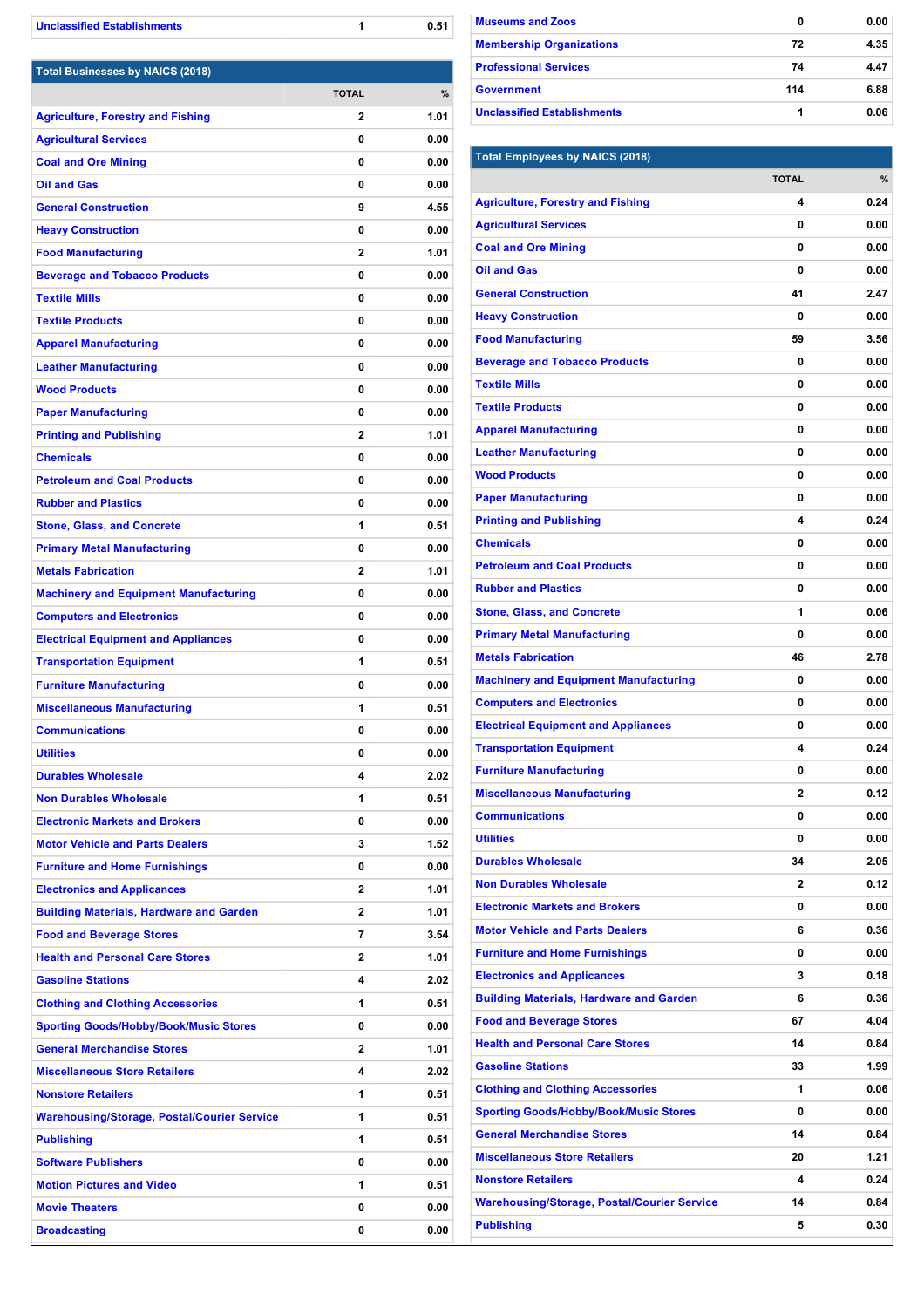| | | |
|---|---|---|
| Unclassified Establishments | 1 | 0.51 |

| Total Businesses by NAICS (2018) | | |
|---|---|---|
| | TOTAL | % |
| Agriculture, Forestry and Fishing | 2 | 1.01 |
| Agricultural Services | 0 | 0.00 |
| Coal and Ore Mining | 0 | 0.00 |
| Oil and Gas | 0 | 0.00 |
| General Construction | 9 | 4.55 |
| Heavy Construction | 0 | 0.00 |
| Food Manufacturing | 2 | 1.01 |
| Beverage and Tobacco Products | 0 | 0.00 |
| Textile Mills | 0 | 0.00 |
| Textile Products | 0 | 0.00 |
| Apparel Manufacturing | 0 | 0.00 |
| Leather Manufacturing | 0 | 0.00 |
| Wood Products | 0 | 0.00 |
| Paper Manufacturing | 0 | 0.00 |
| Printing and Publishing | 2 | 1.01 |
| Chemicals | 0 | 0.00 |
| Petroleum and Coal Products | 0 | 0.00 |
| Rubber and Plastics | 0 | 0.00 |
| Stone, Glass, and Concrete | 1 | 0.51 |
| Primary Metal Manufacturing | 0 | 0.00 |
| Metals Fabrication | 2 | 1.01 |
| Machinery and Equipment Manufacturing | 0 | 0.00 |
| Computers and Electronics | 0 | 0.00 |
| Electrical Equipment and Appliances | 0 | 0.00 |
| Transportation Equipment | 1 | 0.51 |
| Furniture Manufacturing | 0 | 0.00 |
| Miscellaneous Manufacturing | 1 | 0.51 |
| Communications | 0 | 0.00 |
| Utilities | 0 | 0.00 |
| Durables Wholesale | 4 | 2.02 |
| Non Durables Wholesale | 1 | 0.51 |
| Electronic Markets and Brokers | 0 | 0.00 |
| Motor Vehicle and Parts Dealers | 3 | 1.52 |
| Furniture and Home Furnishings | 0 | 0.00 |
| Electronics and Applicances | 2 | 1.01 |
| Building Materials, Hardware and Garden | 2 | 1.01 |
| Food and Beverage Stores | 7 | 3.54 |
| Health and Personal Care Stores | 2 | 1.01 |
| Gasoline Stations | 4 | 2.02 |
| Clothing and Clothing Accessories | 1 | 0.51 |
| Sporting Goods/Hobby/Book/Music Stores | 0 | 0.00 |
| General Merchandise Stores | 2 | 1.01 |
| Miscellaneous Store Retailers | 4 | 2.02 |
| Nonstore Retailers | 1 | 0.51 |
| Warehousing/Storage, Postal/Courier Service | 1 | 0.51 |
| Publishing | 1 | 0.51 |
| Software Publishers | 0 | 0.00 |
| Motion Pictures and Video | 1 | 0.51 |
| Movie Theaters | 0 | 0.00 |
| Broadcasting | 0 | 0.00 |

| | | |
|---|---|---|
| Museums and Zoos | 0 | 0.00 |
| Membership Organizations | 72 | 4.35 |
| Professional Services | 74 | 4.47 |
| Government | 114 | 6.88 |
| Unclassified Establishments | 1 | 0.06 |

| Total Employees by NAICS (2018) | | |
|---|---|---|
| | TOTAL | % |
| Agriculture, Forestry and Fishing | 4 | 0.24 |
| Agricultural Services | 0 | 0.00 |
| Coal and Ore Mining | 0 | 0.00 |
| Oil and Gas | 0 | 0.00 |
| General Construction | 41 | 2.47 |
| Heavy Construction | 0 | 0.00 |
| Food Manufacturing | 59 | 3.56 |
| Beverage and Tobacco Products | 0 | 0.00 |
| Textile Mills | 0 | 0.00 |
| Textile Products | 0 | 0.00 |
| Apparel Manufacturing | 0 | 0.00 |
| Leather Manufacturing | 0 | 0.00 |
| Wood Products | 0 | 0.00 |
| Paper Manufacturing | 0 | 0.00 |
| Printing and Publishing | 4 | 0.24 |
| Chemicals | 0 | 0.00 |
| Petroleum and Coal Products | 0 | 0.00 |
| Rubber and Plastics | 0 | 0.00 |
| Stone, Glass, and Concrete | 1 | 0.06 |
| Primary Metal Manufacturing | 0 | 0.00 |
| Metals Fabrication | 46 | 2.78 |
| Machinery and Equipment Manufacturing | 0 | 0.00 |
| Computers and Electronics | 0 | 0.00 |
| Electrical Equipment and Appliances | 0 | 0.00 |
| Transportation Equipment | 4 | 0.24 |
| Furniture Manufacturing | 0 | 0.00 |
| Miscellaneous Manufacturing | 2 | 0.12 |
| Communications | 0 | 0.00 |
| Utilities | 0 | 0.00 |
| Durables Wholesale | 34 | 2.05 |
| Non Durables Wholesale | 2 | 0.12 |
| Electronic Markets and Brokers | 0 | 0.00 |
| Motor Vehicle and Parts Dealers | 6 | 0.36 |
| Furniture and Home Furnishings | 0 | 0.00 |
| Electronics and Applicances | 3 | 0.18 |
| Building Materials, Hardware and Garden | 6 | 0.36 |
| Food and Beverage Stores | 67 | 4.04 |
| Health and Personal Care Stores | 14 | 0.84 |
| Gasoline Stations | 33 | 1.99 |
| Clothing and Clothing Accessories | 1 | 0.06 |
| Sporting Goods/Hobby/Book/Music Stores | 0 | 0.00 |
| General Merchandise Stores | 14 | 0.84 |
| Miscellaneous Store Retailers | 20 | 1.21 |
| Nonstore Retailers | 4 | 0.24 |
| Warehousing/Storage, Postal/Courier Service | 14 | 0.84 |
| Publishing | 5 | 0.30 |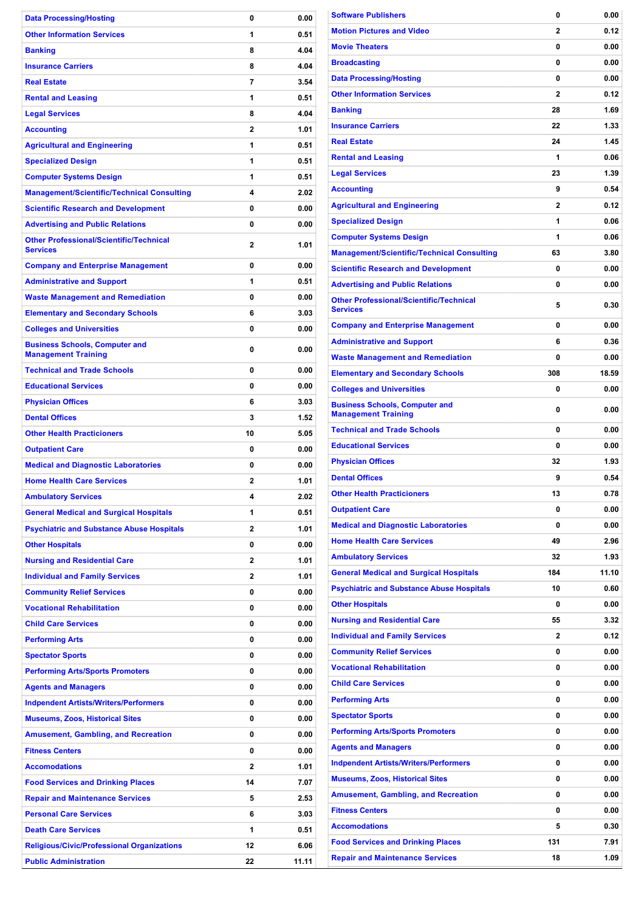| | | |
|---|---|---|
| Data Processing/Hosting | 0 | 0.00 |
| Other Information Services | 1 | 0.51 |
| Banking | 8 | 4.04 |
| Insurance Carriers | 8 | 4.04 |
| Real Estate | 7 | 3.54 |
| Rental and Leasing | 1 | 0.51 |
| Legal Services | 8 | 4.04 |
| Accounting | 2 | 1.01 |
| Agricultural and Engineering | 1 | 0.51 |
| Specialized Design | 1 | 0.51 |
| Computer Systems Design | 1 | 0.51 |
| Management/Scientific/Technical Consulting | 4 | 2.02 |
| Scientific Research and Development | 0 | 0.00 |
| Advertising and Public Relations | 0 | 0.00 |
| Other Professional/Scientific/Technical Services | 2 | 1.01 |
| Company and Enterprise Management | 0 | 0.00 |
| Administrative and Support | 1 | 0.51 |
| Waste Management and Remediation | 0 | 0.00 |
| Elementary and Secondary Schools | 6 | 3.03 |
| Colleges and Universities | 0 | 0.00 |
| Business Schools, Computer and Management Training | 0 | 0.00 |
| Technical and Trade Schools | 0 | 0.00 |
| Educational Services | 0 | 0.00 |
| Physician Offices | 6 | 3.03 |
| Dental Offices | 3 | 1.52 |
| Other Health Practicioners | 10 | 5.05 |
| Outpatient Care | 0 | 0.00 |
| Medical and Diagnostic Laboratories | 0 | 0.00 |
| Home Health Care Services | 2 | 1.01 |
| Ambulatory Services | 4 | 2.02 |
| General Medical and Surgical Hospitals | 1 | 0.51 |
| Psychiatric and Substance Abuse Hospitals | 2 | 1.01 |
| Other Hospitals | 0 | 0.00 |
| Nursing and Residential Care | 2 | 1.01 |
| Individual and Family Services | 2 | 1.01 |
| Community Relief Services | 0 | 0.00 |
| Vocational Rehabilitation | 0 | 0.00 |
| Child Care Services | 0 | 0.00 |
| Performing Arts | 0 | 0.00 |
| Spectator Sports | 0 | 0.00 |
| Performing Arts/Sports Promoters | 0 | 0.00 |
| Agents and Managers | 0 | 0.00 |
| Indpendent Artists/Writers/Performers | 0 | 0.00 |
| Museums, Zoos, Historical Sites | 0 | 0.00 |
| Amusement, Gambling, and Recreation | 0 | 0.00 |
| Fitness Centers | 0 | 0.00 |
| Accomodations | 2 | 1.01 |
| Food Services and Drinking Places | 14 | 7.07 |
| Repair and Maintenance Services | 5 | 2.53 |
| Personal Care Services | 6 | 3.03 |
| Death Care Services | 1 | 0.51 |
| Religious/Civic/Professional Organizations | 12 | 6.06 |
| Public Administration | 22 | 11.11 |

| | | |
|---|---|---|
| Software Publishers | 0 | 0.00 |
| Motion Pictures and Video | 2 | 0.12 |
| Movie Theaters | 0 | 0.00 |
| Broadcasting | 0 | 0.00 |
| Data Processing/Hosting | 0 | 0.00 |
| Other Information Services | 2 | 0.12 |
| Banking | 28 | 1.69 |
| Insurance Carriers | 22 | 1.33 |
| Real Estate | 24 | 1.45 |
| Rental and Leasing | 1 | 0.06 |
| Legal Services | 23 | 1.39 |
| Accounting | 9 | 0.54 |
| Agricultural and Engineering | 2 | 0.12 |
| Specialized Design | 1 | 0.06 |
| Computer Systems Design | 1 | 0.06 |
| Management/Scientific/Technical Consulting | 63 | 3.80 |
| Scientific Research and Development | 0 | 0.00 |
| Advertising and Public Relations | 0 | 0.00 |
| Other Professional/Scientific/Technical Services | 5 | 0.30 |
| Company and Enterprise Management | 0 | 0.00 |
| Administrative and Support | 6 | 0.36 |
| Waste Management and Remediation | 0 | 0.00 |
| Elementary and Secondary Schools | 308 | 18.59 |
| Colleges and Universities | 0 | 0.00 |
| Business Schools, Computer and Management Training | 0 | 0.00 |
| Technical and Trade Schools | 0 | 0.00 |
| Educational Services | 0 | 0.00 |
| Physician Offices | 32 | 1.93 |
| Dental Offices | 9 | 0.54 |
| Other Health Practicioners | 13 | 0.78 |
| Outpatient Care | 0 | 0.00 |
| Medical and Diagnostic Laboratories | 0 | 0.00 |
| Home Health Care Services | 49 | 2.96 |
| Ambulatory Services | 32 | 1.93 |
| General Medical and Surgical Hospitals | 184 | 11.10 |
| Psychiatric and Substance Abuse Hospitals | 10 | 0.60 |
| Other Hospitals | 0 | 0.00 |
| Nursing and Residential Care | 55 | 3.32 |
| Individual and Family Services | 2 | 0.12 |
| Community Relief Services | 0 | 0.00 |
| Vocational Rehabilitation | 0 | 0.00 |
| Child Care Services | 0 | 0.00 |
| Performing Arts | 0 | 0.00 |
| Spectator Sports | 0 | 0.00 |
| Performing Arts/Sports Promoters | 0 | 0.00 |
| Agents and Managers | 0 | 0.00 |
| Indpendent Artists/Writers/Performers | 0 | 0.00 |
| Museums, Zoos, Historical Sites | 0 | 0.00 |
| Amusement, Gambling, and Recreation | 0 | 0.00 |
| Fitness Centers | 0 | 0.00 |
| Accomodations | 5 | 0.30 |
| Food Services and Drinking Places | 131 | 7.91 |
| Repair and Maintenance Services | 18 | 1.09 |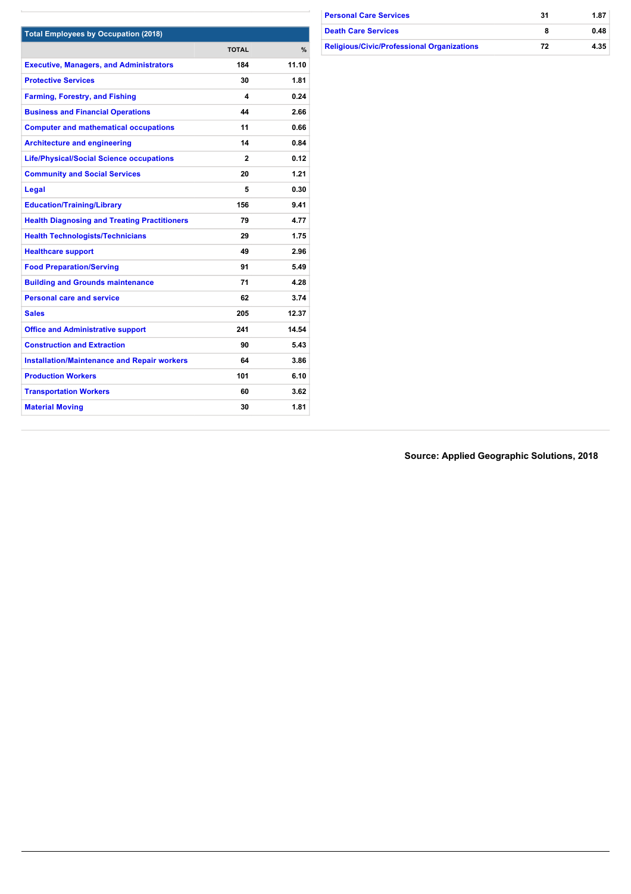## Total Employees by Occupation (2018)

| | TOTAL | % |
|---|---|---|
| Executive, Managers, and Administrators | 184 | 11.10 |
| Protective Services | 30 | 1.81 |
| Farming, Forestry, and Fishing | 4 | 0.24 |
| Business and Financial Operations | 44 | 2.66 |
| Computer and mathematical occupations | 11 | 0.66 |
| Architecture and engineering | 14 | 0.84 |
| Life/Physical/Social Science occupations | 2 | 0.12 |
| Community and Social Services | 20 | 1.21 |
| Legal | 5 | 0.30 |
| Education/Training/Library | 156 | 9.41 |
| Health Diagnosing and Treating Practitioners | 79 | 4.77 |
| Health Technologists/Technicians | 29 | 1.75 |
| Healthcare support | 49 | 2.96 |
| Food Preparation/Serving | 91 | 5.49 |
| Building and Grounds maintenance | 71 | 4.28 |
| Personal care and service | 62 | 3.74 |
| Sales | 205 | 12.37 |
| Office and Administrative support | 241 | 14.54 |
| Construction and Extraction | 90 | 5.43 |
| Installation/Maintenance and Repair workers | 64 | 3.86 |
| Production Workers | 101 | 6.10 |
| Transportation Workers | 60 | 3.62 |
| Material Moving | 30 | 1.81 |

| | | |
|---|---|---|
| Personal Care Services | 31 | 1.87 |
| Death Care Services | 8 | 0.48 |
| Religious/Civic/Professional Organizations | 72 | 4.35 |

**Source: Applied Geographic Solutions, 2018**